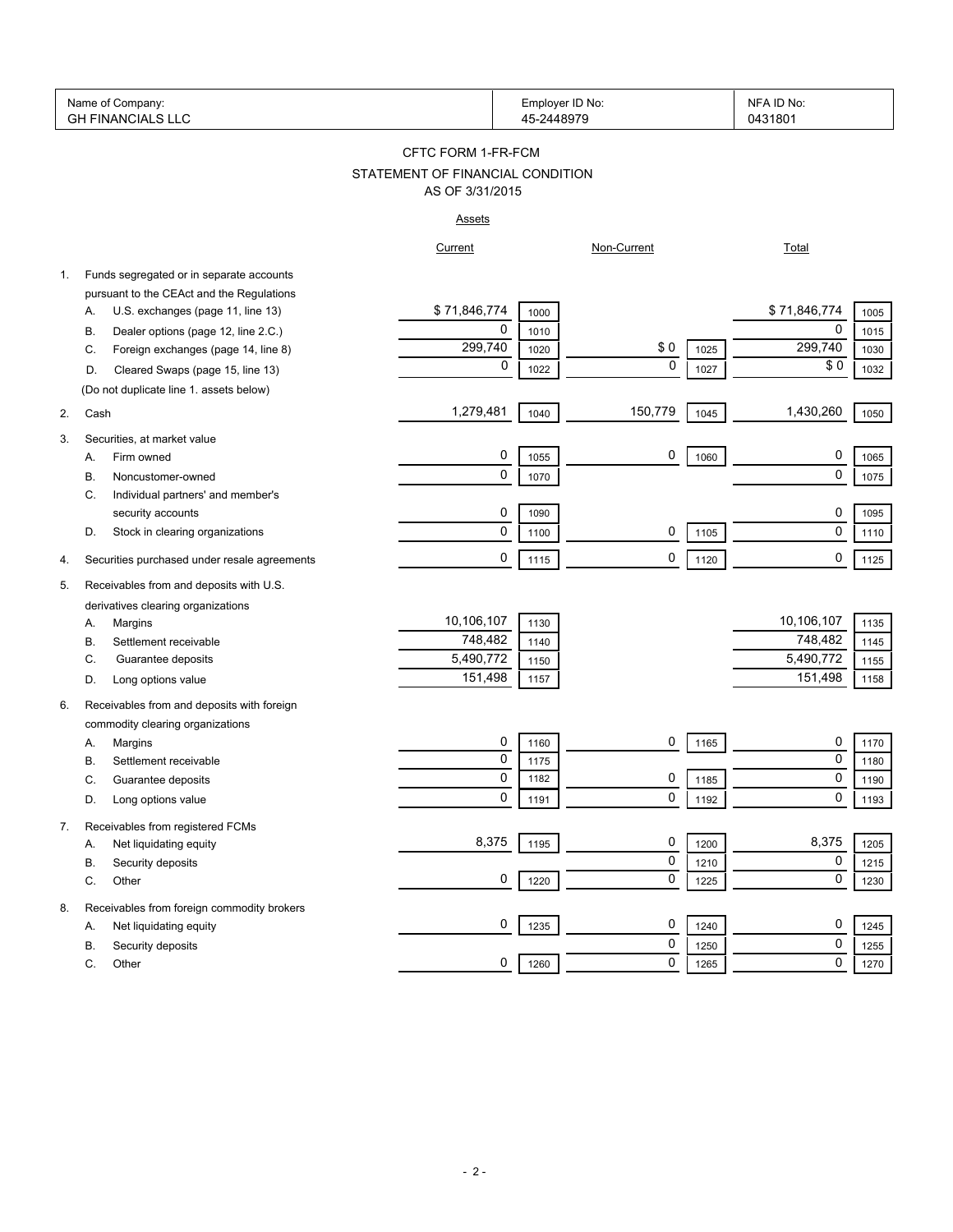| Name of Company: GH FINANCIALS LLC | Employer ID No: 45-2448979 | NFA ID No: 0431801 |
|---|---|---|

# CFTC FORM 1-FR-FCM

## STATEMENT OF FINANCIAL CONDITION

## AS OF 3/31/2015

### Assets

| | | Current | | Non-Current | | Total | |
|---|---|---|---|---|---|---|---|
| 1. | Funds segregated or in separate accounts pursuant to the CEAct and the Regulations | | | | | | |
| | A. U.S. exchanges (page 11, line 13) | $ 71,846,774 | 1000 | | | $ 71,846,774 | 1005 |
| | B. Dealer options (page 12, line 2.C.) | 0 | 1010 | | | 0 | 1015 |
| | C. Foreign exchanges (page 14, line 8) | 299,740 | 1020 | $ 0 | 1025 | 299,740 | 1030 |
| | D. Cleared Swaps (page 15, line 13) | 0 | 1022 | 0 | 1027 | $ 0 | 1032 |
| | (Do not duplicate line 1. assets below) | | | | | | |
| 2. | Cash | 1,279,481 | 1040 | 150,779 | 1045 | 1,430,260 | 1050 |
| 3. | Securities, at market value | | | | | | |
| | A. Firm owned | 0 | 1055 | 0 | 1060 | 0 | 1065 |
| | B. Noncustomer-owned | 0 | 1070 | | | 0 | 1075 |
| | C. Individual partners' and member's security accounts | 0 | 1090 | | | 0 | 1095 |
| | D. Stock in clearing organizations | 0 | 1100 | 0 | 1105 | 0 | 1110 |
| 4. | Securities purchased under resale agreements | 0 | 1115 | 0 | 1120 | 0 | 1125 |
| 5. | Receivables from and deposits with U.S. derivatives clearing organizations | | | | | | |
| | A. Margins | 10,106,107 | 1130 | | | 10,106,107 | 1135 |
| | B. Settlement receivable | 748,482 | 1140 | | | 748,482 | 1145 |
| | C. Guarantee deposits | 5,490,772 | 1150 | | | 5,490,772 | 1155 |
| | D. Long options value | 151,498 | 1157 | | | 151,498 | 1158 |
| 6. | Receivables from and deposits with foreign commodity clearing organizations | | | | | | |
| | A. Margins | 0 | 1160 | 0 | 1165 | 0 | 1170 |
| | B. Settlement receivable | 0 | 1175 | | | 0 | 1180 |
| | C. Guarantee deposits | 0 | 1182 | 0 | 1185 | 0 | 1190 |
| | D. Long options value | 0 | 1191 | 0 | 1192 | 0 | 1193 |
| 7. | Receivables from registered FCMs | | | | | | |
| | A. Net liquidating equity | 8,375 | 1195 | 0 | 1200 | 8,375 | 1205 |
| | B. Security deposits | | | 0 | 1210 | 0 | 1215 |
| | C. Other | 0 | 1220 | 0 | 1225 | 0 | 1230 |
| 8. | Receivables from foreign commodity brokers | | | | | | |
| | A. Net liquidating equity | 0 | 1235 | 0 | 1240 | 0 | 1245 |
| | B. Security deposits | | | 0 | 1250 | 0 | 1255 |
| | C. Other | 0 | 1260 | 0 | 1265 | 0 | 1270 |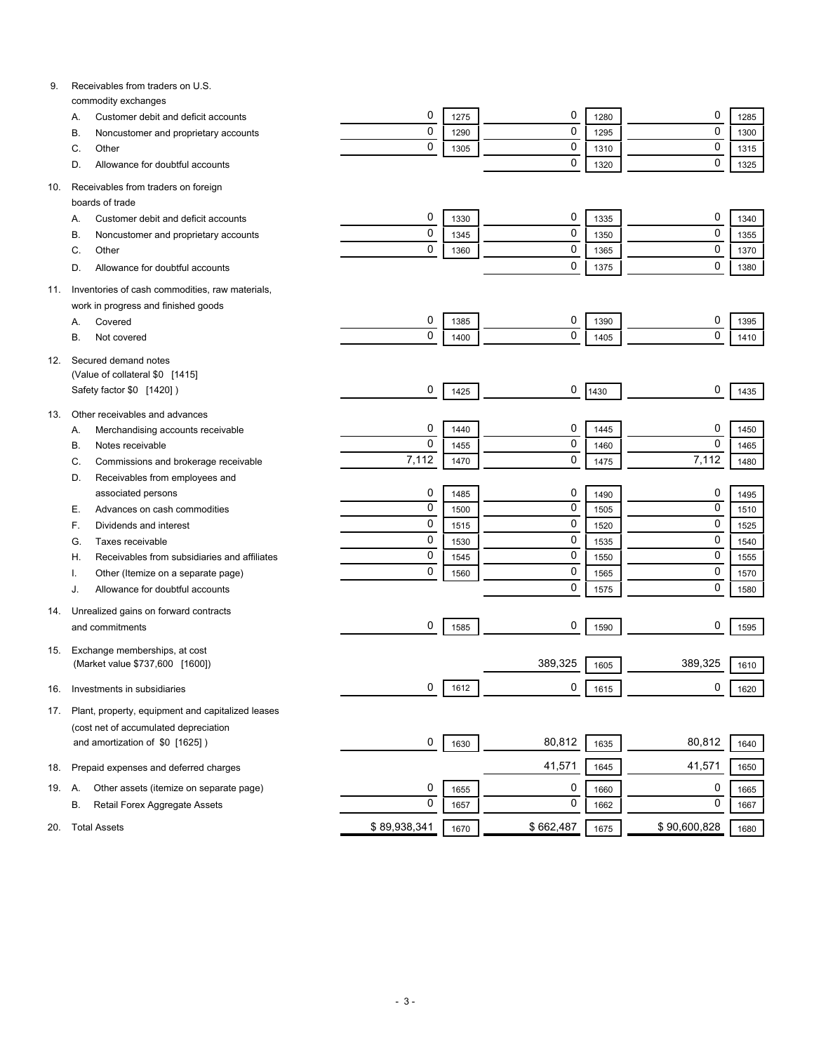| | | | | | | |
|---|---|---|---|---|---|---|
| **9.** Receivables from traders on U.S. commodity exchanges | | | | | | |
| A. Customer debit and deficit accounts | 0 | 1275 | 0 | 1280 | 0 | 1285 |
| B. Noncustomer and proprietary accounts | 0 | 1290 | 0 | 1295 | 0 | 1300 |
| C. Other | 0 | 1305 | 0 | 1310 | 0 | 1315 |
| D. Allowance for doubtful accounts | | | 0 | 1320 | 0 | 1325 |
| **10.** Receivables from traders on foreign boards of trade | | | | | | |
| A. Customer debit and deficit accounts | 0 | 1330 | 0 | 1335 | 0 | 1340 |
| B. Noncustomer and proprietary accounts | 0 | 1345 | 0 | 1350 | 0 | 1355 |
| C. Other | 0 | 1360 | 0 | 1365 | 0 | 1370 |
| D. Allowance for doubtful accounts | | | 0 | 1375 | 0 | 1380 |
| **11.** Inventories of cash commodities, raw materials, work in progress and finished goods | | | | | | |
| A. Covered | 0 | 1385 | 0 | 1390 | 0 | 1395 |
| B. Not covered | 0 | 1400 | 0 | 1405 | 0 | 1410 |
| **12.** Secured demand notes (Value of collateral $0 [1415] Safety factor $0 [1420] ) | 0 | 1425 | 0 | 1430 | 0 | 1435 |
| **13.** Other receivables and advances | | | | | | |
| A. Merchandising accounts receivable | 0 | 1440 | 0 | 1445 | 0 | 1450 |
| B. Notes receivable | 0 | 1455 | 0 | 1460 | 0 | 1465 |
| C. Commissions and brokerage receivable | 7,112 | 1470 | 0 | 1475 | 7,112 | 1480 |
| D. Receivables from employees and associated persons | 0 | 1485 | 0 | 1490 | 0 | 1495 |
| E. Advances on cash commodities | 0 | 1500 | 0 | 1505 | 0 | 1510 |
| F. Dividends and interest | 0 | 1515 | 0 | 1520 | 0 | 1525 |
| G. Taxes receivable | 0 | 1530 | 0 | 1535 | 0 | 1540 |
| H. Receivables from subsidiaries and affiliates | 0 | 1545 | 0 | 1550 | 0 | 1555 |
| I. Other (Itemize on a separate page) | 0 | 1560 | 0 | 1565 | 0 | 1570 |
| J. Allowance for doubtful accounts | | | 0 | 1575 | 0 | 1580 |
| **14.** Unrealized gains on forward contracts and commitments | 0 | 1585 | 0 | 1590 | 0 | 1595 |
| **15.** Exchange memberships, at cost (Market value $737,600 [1600]) | | | 389,325 | 1605 | 389,325 | 1610 |
| **16.** Investments in subsidiaries | 0 | 1612 | 0 | 1615 | 0 | 1620 |
| **17.** Plant, property, equipment and capitalized leases (cost net of accumulated depreciation and amortization of $0 [1625] ) | 0 | 1630 | 80,812 | 1635 | 80,812 | 1640 |
| **18.** Prepaid expenses and deferred charges | | | 41,571 | 1645 | 41,571 | 1650 |
| **19.** A. Other assets (itemize on separate page) | 0 | 1655 | 0 | 1660 | 0 | 1665 |
| B. Retail Forex Aggregate Assets | 0 | 1657 | 0 | 1662 | 0 | 1667 |
| **20.** Total Assets | $ 89,938,341 | 1670 | $ 662,487 | 1675 | $ 90,600,828 | 1680 |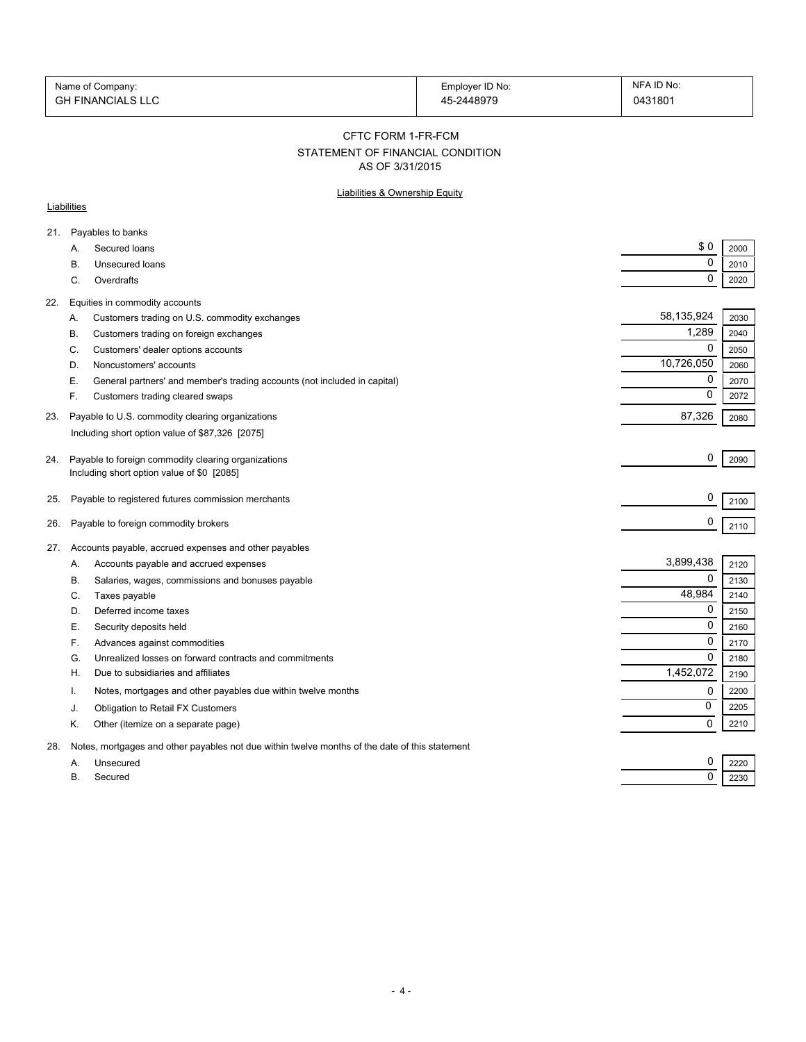| Name of Company: GH FINANCIALS LLC | Employer ID No: 45-2448979 | NFA ID No: 0431801 |
|---|---|---|

## CFTC FORM 1-FR-FCM
## STATEMENT OF FINANCIAL CONDITION
## AS OF 3/31/2015

### Liabilities & Ownership Equity

**Liabilities**

| | | Amount | Line |
|---|---|---|---|
| 21. | Payables to banks | | |
| | A. Secured loans | $ 0 | 2000 |
| | B. Unsecured loans | 0 | 2010 |
| | C. Overdrafts | 0 | 2020 |
| 22. | Equities in commodity accounts | | |
| | A. Customers trading on U.S. commodity exchanges | 58,135,924 | 2030 |
| | B. Customers trading on foreign exchanges | 1,289 | 2040 |
| | C. Customers' dealer options accounts | 0 | 2050 |
| | D. Noncustomers' accounts | 10,726,050 | 2060 |
| | E. General partners' and member's trading accounts (not included in capital) | 0 | 2070 |
| | F. Customers trading cleared swaps | 0 | 2072 |
| 23. | Payable to U.S. commodity clearing organizations<br>Including short option value of $87,326 [2075] | 87,326 | 2080 |
| 24. | Payable to foreign commodity clearing organizations<br>Including short option value of $0 [2085] | 0 | 2090 |
| 25. | Payable to registered futures commission merchants | 0 | 2100 |
| 26. | Payable to foreign commodity brokers | 0 | 2110 |
| 27. | Accounts payable, accrued expenses and other payables | | |
| | A. Accounts payable and accrued expenses | 3,899,438 | 2120 |
| | B. Salaries, wages, commissions and bonuses payable | 0 | 2130 |
| | C. Taxes payable | 48,984 | 2140 |
| | D. Deferred income taxes | 0 | 2150 |
| | E. Security deposits held | 0 | 2160 |
| | F. Advances against commodities | 0 | 2170 |
| | G. Unrealized losses on forward contracts and commitments | 0 | 2180 |
| | H. Due to subsidiaries and affiliates | 1,452,072 | 2190 |
| | I. Notes, mortgages and other payables due within twelve months | 0 | 2200 |
| | J. Obligation to Retail FX Customers | 0 | 2205 |
| | K. Other (itemize on a separate page) | 0 | 2210 |
| 28. | Notes, mortgages and other payables not due within twelve months of the date of this statement | | |
| | A. Unsecured | 0 | 2220 |
| | B. Secured | 0 | 2230 |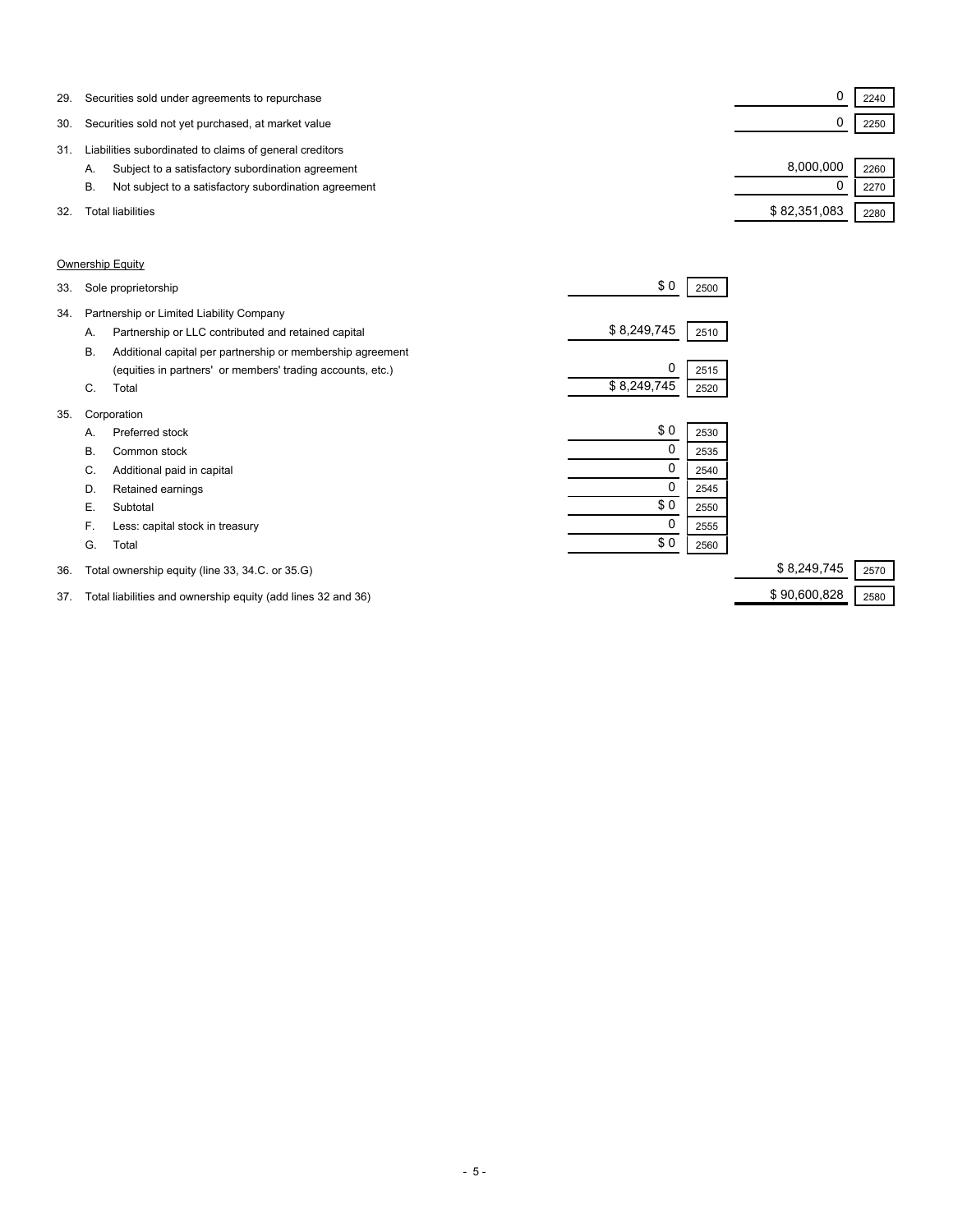| | | | | | |
|---|---|---|---|---|---|
| 29. | Securities sold under agreements to repurchase | | | 0 | 2240 |
| 30. | Securities sold not yet purchased, at market value | | | 0 | 2250 |
| 31. | Liabilities subordinated to claims of general creditors | | | | |
| | A. Subject to a satisfactory subordination agreement | | | 8,000,000 | 2260 |
| | B. Not subject to a satisfactory subordination agreement | | | 0 | 2270 |
| 32. | Total liabilities | | | $ 82,351,083 | 2280 |

Ownership Equity

| | | | | | |
|---|---|---|---|---|---|
| 33. | Sole proprietorship | $ 0 | 2500 | | |
| 34. | Partnership or Limited Liability Company | | | | |
| | A. Partnership or LLC contributed and retained capital | $ 8,249,745 | 2510 | | |
| | B. Additional capital per partnership or membership agreement (equities in partners' or members' trading accounts, etc.) | 0 | 2515 | | |
| | C. Total | $ 8,249,745 | 2520 | | |
| 35. | Corporation | | | | |
| | A. Preferred stock | $ 0 | 2530 | | |
| | B. Common stock | 0 | 2535 | | |
| | C. Additional paid in capital | 0 | 2540 | | |
| | D. Retained earnings | 0 | 2545 | | |
| | E. Subtotal | $ 0 | 2550 | | |
| | F. Less: capital stock in treasury | 0 | 2555 | | |
| | G. Total | $ 0 | 2560 | | |
| 36. | Total ownership equity (line 33, 34.C. or 35.G) | | | $ 8,249,745 | 2570 |
| 37. | Total liabilities and ownership equity (add lines 32 and 36) | | | $ 90,600,828 | 2580 |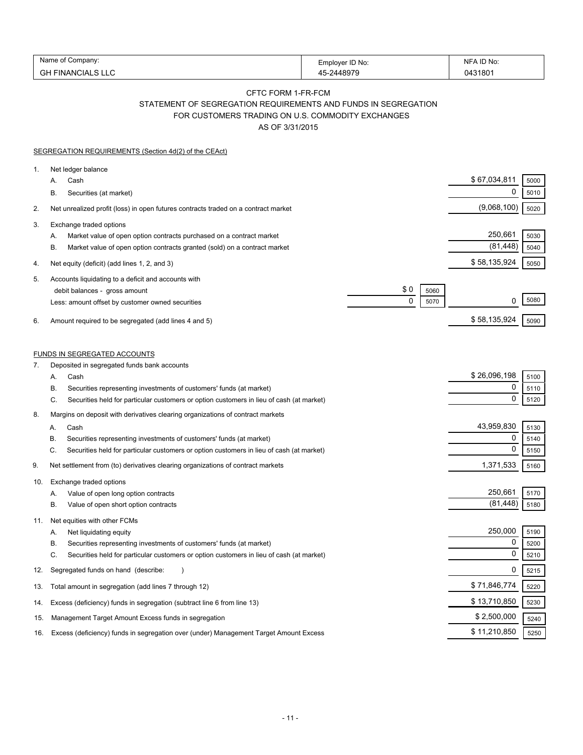| Name of Company: | Employer ID No: | NFA ID No: |
|---|---|---|
| GH FINANCIALS LLC | 45-2448979 | 0431801 |

CFTC FORM 1-FR-FCM

STATEMENT OF SEGREGATION REQUIREMENTS AND FUNDS IN SEGREGATION

FOR CUSTOMERS TRADING ON U.S. COMMODITY EXCHANGES

AS OF 3/31/2015

SEGREGATION REQUIREMENTS (Section 4d(2) of the CEAct)

| | | | | | |
|---|---|---|---|---|---|
| 1. | Net ledger balance | | | | |
| | A. Cash | | | $ 67,034,811 | 5000 |
| | B. Securities (at market) | | | 0 | 5010 |
| 2. | Net unrealized profit (loss) in open futures contracts traded on a contract market | | | (9,068,100) | 5020 |
| 3. | Exchange traded options | | | | |
| | A. Market value of open option contracts purchased on a contract market | | | 250,661 | 5030 |
| | B. Market value of open option contracts granted (sold) on a contract market | | | (81,448) | 5040 |
| 4. | Net equity (deficit) (add lines 1, 2, and 3) | | | $ 58,135,924 | 5050 |
| 5. | Accounts liquidating to a deficit and accounts with debit balances - gross amount | $ 0 | 5060 | | |
| | Less: amount offset by customer owned securities | 0 | 5070 | 0 | 5080 |
| 6. | Amount required to be segregated (add lines 4 and 5) | | | $ 58,135,924 | 5090 |

FUNDS IN SEGREGATED ACCOUNTS

| | | | |
|---|---|---|---|
| 7. | Deposited in segregated funds bank accounts | | |
| | A. Cash | $ 26,096,198 | 5100 |
| | B. Securities representing investments of customers' funds (at market) | 0 | 5110 |
| | C. Securities held for particular customers or option customers in lieu of cash (at market) | 0 | 5120 |
| 8. | Margins on deposit with derivatives clearing organizations of contract markets | | |
| | A. Cash | 43,959,830 | 5130 |
| | B. Securities representing investments of customers' funds (at market) | 0 | 5140 |
| | C. Securities held for particular customers or option customers in lieu of cash (at market) | 0 | 5150 |
| 9. | Net settlement from (to) derivatives clearing organizations of contract markets | 1,371,533 | 5160 |
| 10. | Exchange traded options | | |
| | A. Value of open long option contracts | 250,661 | 5170 |
| | B. Value of open short option contracts | (81,448) | 5180 |
| 11. | Net equities with other FCMs | | |
| | A. Net liquidating equity | 250,000 | 5190 |
| | B. Securities representing investments of customers' funds (at market) | 0 | 5200 |
| | C. Securities held for particular customers or option customers in lieu of cash (at market) | 0 | 5210 |
| 12. | Segregated funds on hand (describe: ) | 0 | 5215 |
| 13. | Total amount in segregation (add lines 7 through 12) | $ 71,846,774 | 5220 |
| 14. | Excess (deficiency) funds in segregation (subtract line 6 from line 13) | $ 13,710,850 | 5230 |
| 15. | Management Target Amount Excess funds in segregation | $ 2,500,000 | 5240 |
| 16. | Excess (deficiency) funds in segregation over (under) Management Target Amount Excess | $ 11,210,850 | 5250 |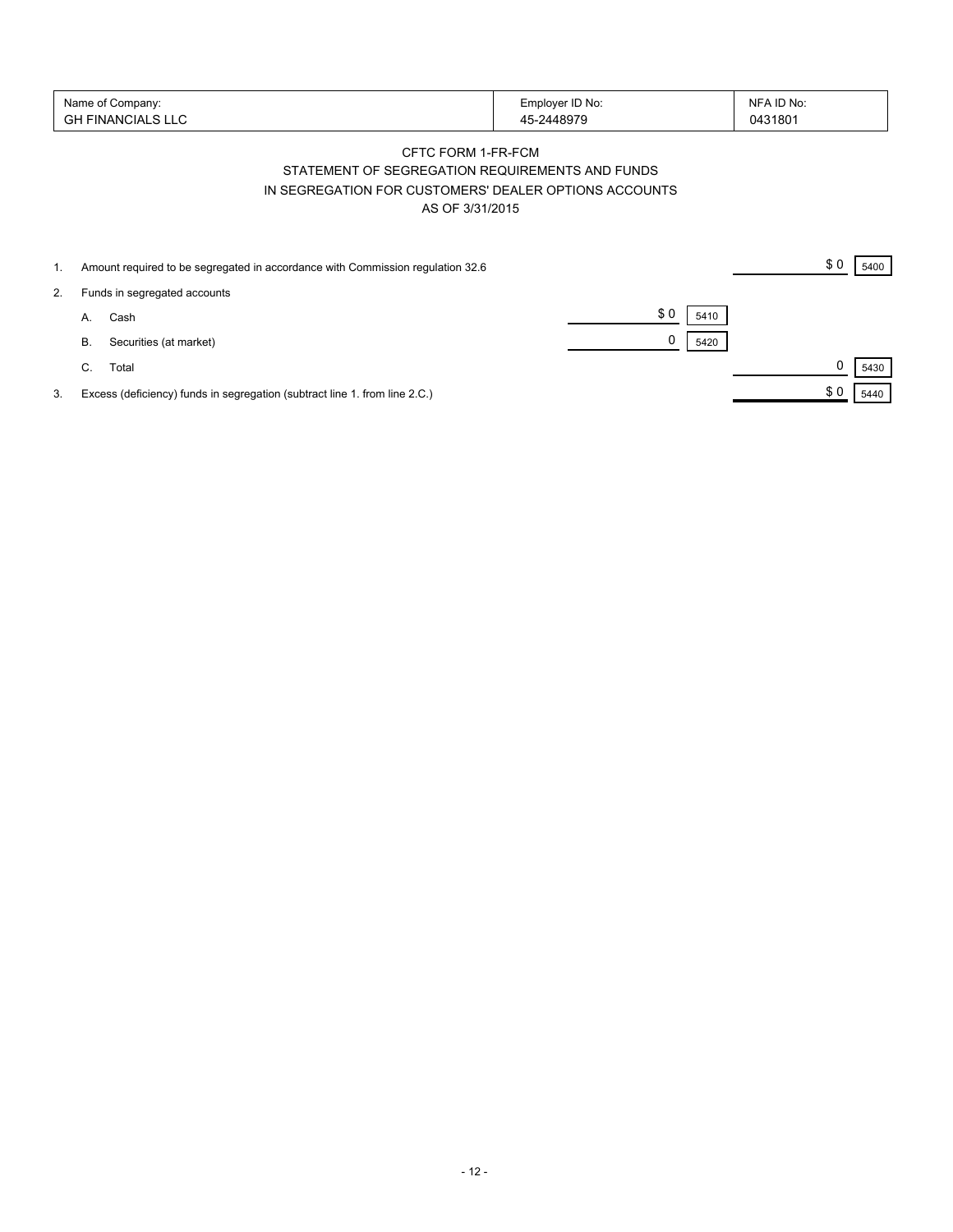| Name of Company: | Employer ID No: | NFA ID No: |
|---|---|---|
| GH FINANCIALS LLC | 45-2448979 | 0431801 |

CFTC FORM 1-FR-FCM

STATEMENT OF SEGREGATION REQUIREMENTS AND FUNDS

IN SEGREGATION FOR CUSTOMERS' DEALER OPTIONS ACCOUNTS

AS OF 3/31/2015

| | | | | | | |
|---|---|---|---|---|---|---|
| 1. | Amount required to be segregated in accordance with Commission regulation 32.6 | | | | $ 0 | 5400 |
| 2. | Funds in segregated accounts | | | | | |
| | A. Cash | $ 0 | 5410 | | | |
| | B. Securities (at market) | 0 | 5420 | | | |
| | C. Total | | | | 0 | 5430 |
| 3. | Excess (deficiency) funds in segregation (subtract line 1. from line 2.C.) | | | | $ 0 | 5440 |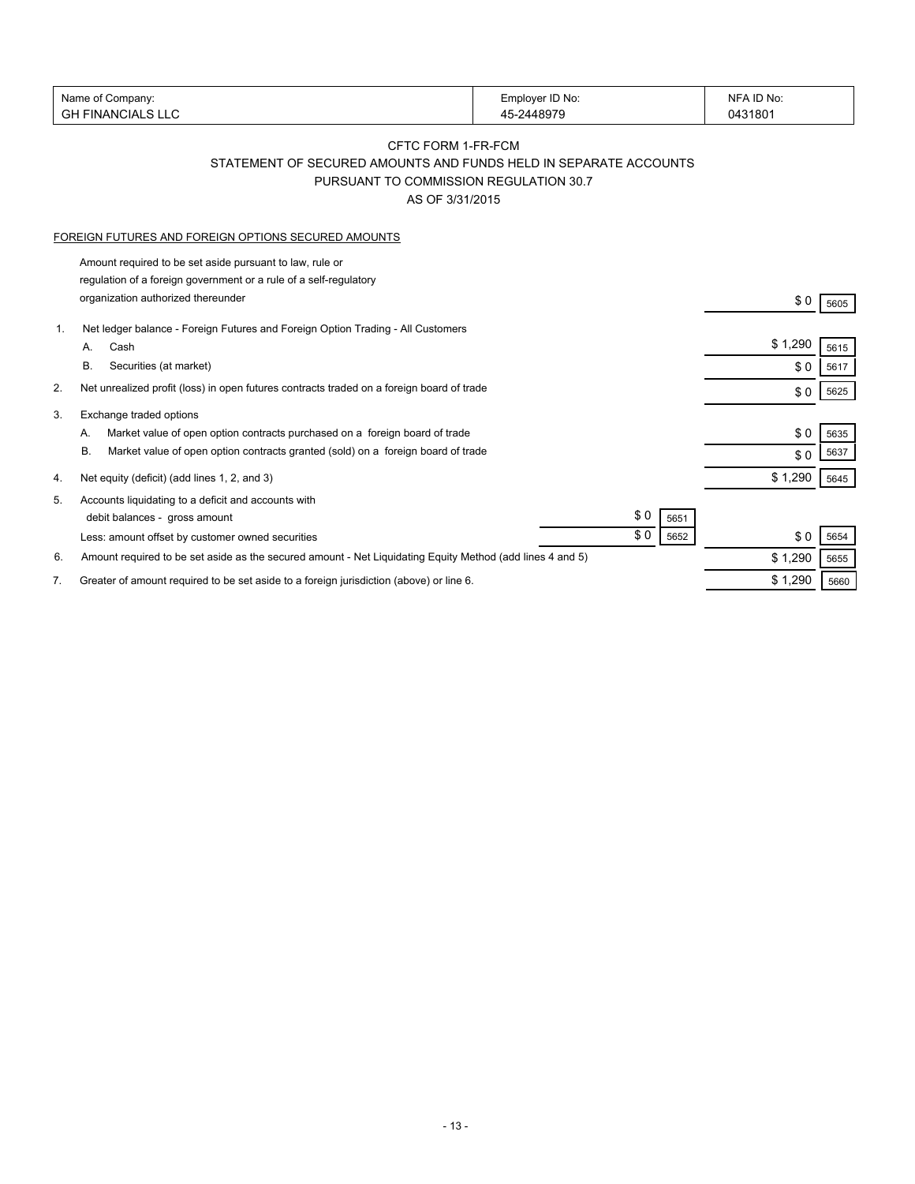| Name of Company: | Employer ID No: | NFA ID No: |
|---|---|---|
| GH FINANCIALS LLC | 45-2448979 | 0431801 |

# CFTC FORM 1-FR-FCM

## STATEMENT OF SECURED AMOUNTS AND FUNDS HELD IN SEPARATE ACCOUNTS PURSUANT TO COMMISSION REGULATION 30.7

### AS OF 3/31/2015

FOREIGN FUTURES AND FOREIGN OPTIONS SECURED AMOUNTS

| | | | | | |
|---|---|---|---|---|---|
| | Amount required to be set aside pursuant to law, rule or regulation of a foreign government or a rule of a self-regulatory organization authorized thereunder | | | $ 0 | 5605 |
| 1. | Net ledger balance - Foreign Futures and Foreign Option Trading - All Customers | | | | |
| | A. Cash | | | $ 1,290 | 5615 |
| | B. Securities (at market) | | | $ 0 | 5617 |
| 2. | Net unrealized profit (loss) in open futures contracts traded on a foreign board of trade | | | $ 0 | 5625 |
| 3. | Exchange traded options | | | | |
| | A. Market value of open option contracts purchased on a foreign board of trade | | | $ 0 | 5635 |
| | B. Market value of open option contracts granted (sold) on a foreign board of trade | | | $ 0 | 5637 |
| 4. | Net equity (deficit) (add lines 1, 2, and 3) | | | $ 1,290 | 5645 |
| 5. | Accounts liquidating to a deficit and accounts with debit balances - gross amount | $ 0 | 5651 | | |
| | Less: amount offset by customer owned securities | $ 0 | 5652 | $ 0 | 5654 |
| 6. | Amount required to be set aside as the secured amount - Net Liquidating Equity Method (add lines 4 and 5) | | | $ 1,290 | 5655 |
| 7. | Greater of amount required to be set aside to a foreign jurisdiction (above) or line 6. | | | $ 1,290 | 5660 |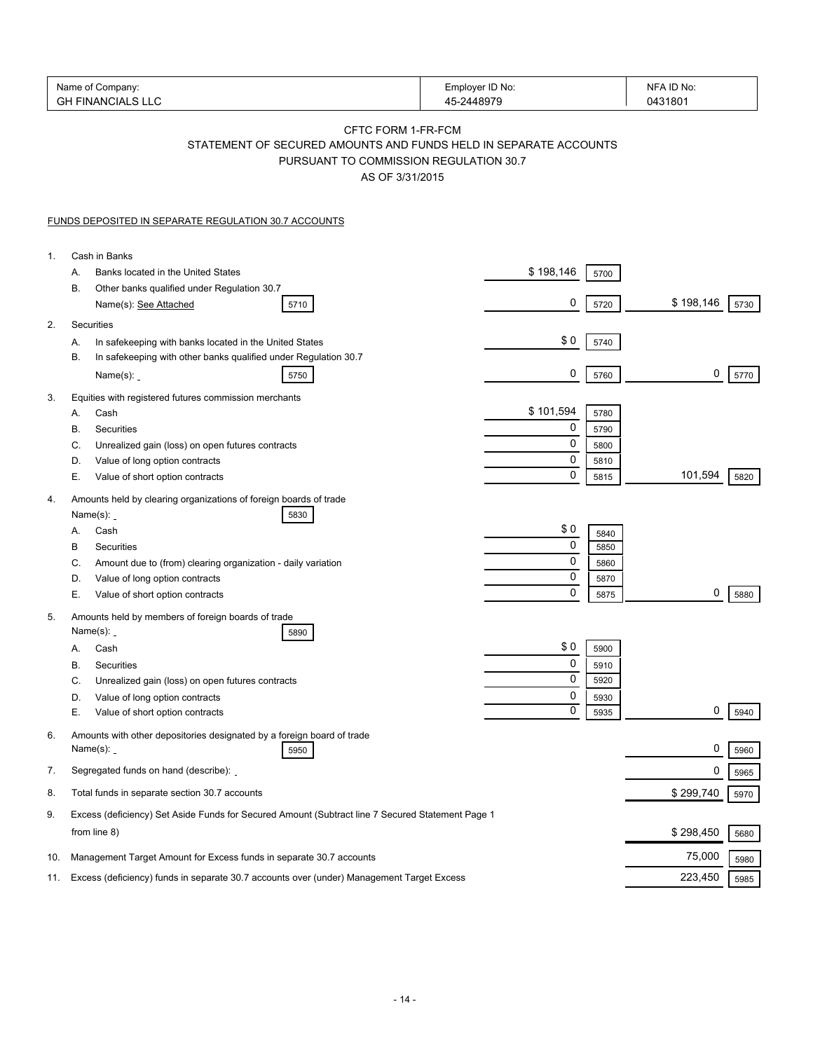| Name of Company: | Employer ID No: | NFA ID No: |
|---|---|---|
| GH FINANCIALS LLC | 45-2448979 | 0431801 |

# CFTC FORM 1-FR-FCM
## STATEMENT OF SECURED AMOUNTS AND FUNDS HELD IN SEPARATE ACCOUNTS
## PURSUANT TO COMMISSION REGULATION 30.7
## AS OF 3/31/2015

FUNDS DEPOSITED IN SEPARATE REGULATION 30.7 ACCOUNTS

| | | | | | |
|---|---|---|---|---|---|
| 1. | Cash in Banks | | | | |
| | A. Banks located in the United States | $ 198,146 | 5700 | | |
| | B. Other banks qualified under Regulation 30.7 Name(s): See Attached [5710] | 0 | 5720 | $ 198,146 | 5730 |
| 2. | Securities | | | | |
| | A. In safekeeping with banks located in the United States | $ 0 | 5740 | | |
| | B. In safekeeping with other banks qualified under Regulation 30.7 Name(s): [5750] | 0 | 5760 | 0 | 5770 |
| 3. | Equities with registered futures commission merchants | | | | |
| | A. Cash | $ 101,594 | 5780 | | |
| | B. Securities | 0 | 5790 | | |
| | C. Unrealized gain (loss) on open futures contracts | 0 | 5800 | | |
| | D. Value of long option contracts | 0 | 5810 | | |
| | E. Value of short option contracts | 0 | 5815 | 101,594 | 5820 |
| 4. | Amounts held by clearing organizations of foreign boards of trade Name(s): [5830] | | | | |
| | A. Cash | $ 0 | 5840 | | |
| | B Securities | 0 | 5850 | | |
| | C. Amount due to (from) clearing organization - daily variation | 0 | 5860 | | |
| | D. Value of long option contracts | 0 | 5870 | | |
| | E. Value of short option contracts | 0 | 5875 | 0 | 5880 |
| 5. | Amounts held by members of foreign boards of trade Name(s): [5890] | | | | |
| | A. Cash | $ 0 | 5900 | | |
| | B. Securities | 0 | 5910 | | |
| | C. Unrealized gain (loss) on open futures contracts | 0 | 5920 | | |
| | D. Value of long option contracts | 0 | 5930 | | |
| | E. Value of short option contracts | 0 | 5935 | 0 | 5940 |
| 6. | Amounts with other depositories designated by a foreign board of trade Name(s): [5950] | | | 0 | 5960 |
| 7. | Segregated funds on hand (describe): | | | 0 | 5965 |
| 8. | Total funds in separate section 30.7 accounts | | | $ 299,740 | 5970 |
| 9. | Excess (deficiency) Set Aside Funds for Secured Amount (Subtract line 7 Secured Statement Page 1 from line 8) | | | $ 298,450 | 5680 |
| 10. | Management Target Amount for Excess funds in separate 30.7 accounts | | | 75,000 | 5980 |
| 11. | Excess (deficiency) funds in separate 30.7 accounts over (under) Management Target Excess | | | 223,450 | 5985 |